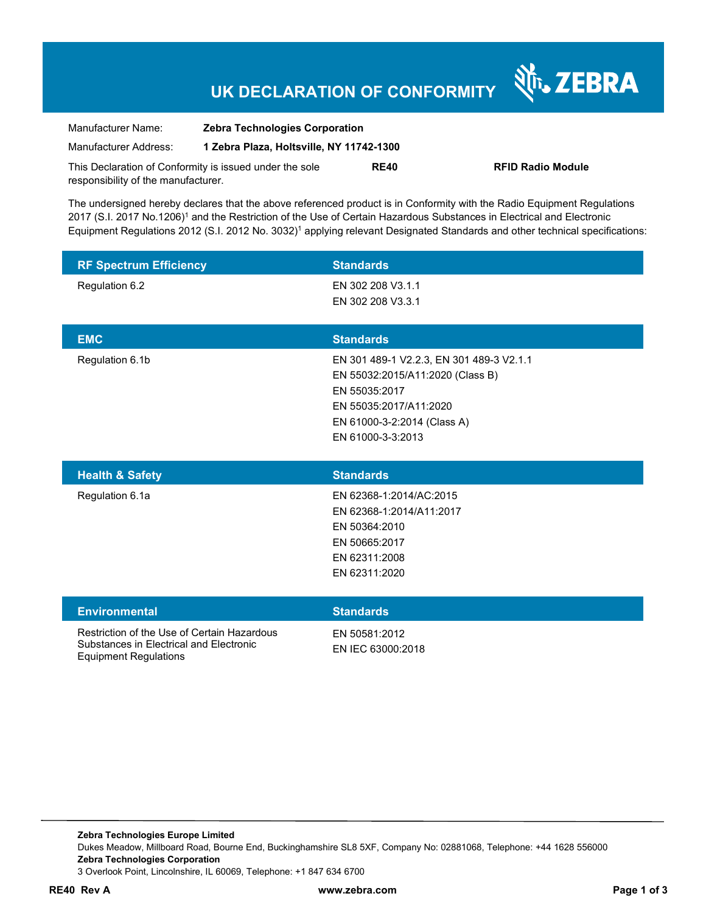# UK DECLARATION OF CONFORMITY

ZEBRA

| | |
|---|---|
| Manufacturer Name: | **Zebra Technologies Corporation** |
| Manufacturer Address: | **1 Zebra Plaza, Holtsville, NY 11742-1300** |

This Declaration of Conformity is issued under the sole responsibility of the manufacturer. **RE40** **RFID Radio Module**

The undersigned hereby declares that the above referenced product is in Conformity with the Radio Equipment Regulations 2017 (S.I. 2017 No.1206)[1] and the Restriction of the Use of Certain Hazardous Substances in Electrical and Electronic Equipment Regulations 2012 (S.I. 2012 No. 3032)[1] applying relevant Designated Standards and other technical specifications:

| RF Spectrum Efficiency | Standards |
|---|---|
| Regulation 6.2 | EN 302 208 V3.1.1<br>EN 302 208 V3.3.1 |

| EMC | Standards |
|---|---|
| Regulation 6.1b | EN 301 489-1 V2.2.3, EN 301 489-3 V2.1.1<br>EN 55032:2015/A11:2020 (Class B)<br>EN 55035:2017<br>EN 55035:2017/A11:2020<br>EN 61000-3-2:2014 (Class A)<br>EN 61000-3-3:2013 |

| Health & Safety | Standards |
|---|---|
| Regulation 6.1a | EN 62368-1:2014/AC:2015<br>EN 62368-1:2014/A11:2017<br>EN 50364:2010<br>EN 50665:2017<br>EN 62311:2008<br>EN 62311:2020 |

| Environmental | Standards |
|---|---|
| Restriction of the Use of Certain Hazardous Substances in Electrical and Electronic Equipment Regulations | EN 50581:2012<br>EN IEC 63000:2018 |

**Zebra Technologies Europe Limited**
Dukes Meadow, Millboard Road, Bourne End, Buckinghamshire SL8 5XF, Company No: 02881068, Telephone: +44 1628 556000
**Zebra Technologies Corporation**
3 Overlook Point, Lincolnshire, IL 60069, Telephone: +1 847 634 6700

**RE40 Rev A** **www.zebra.com**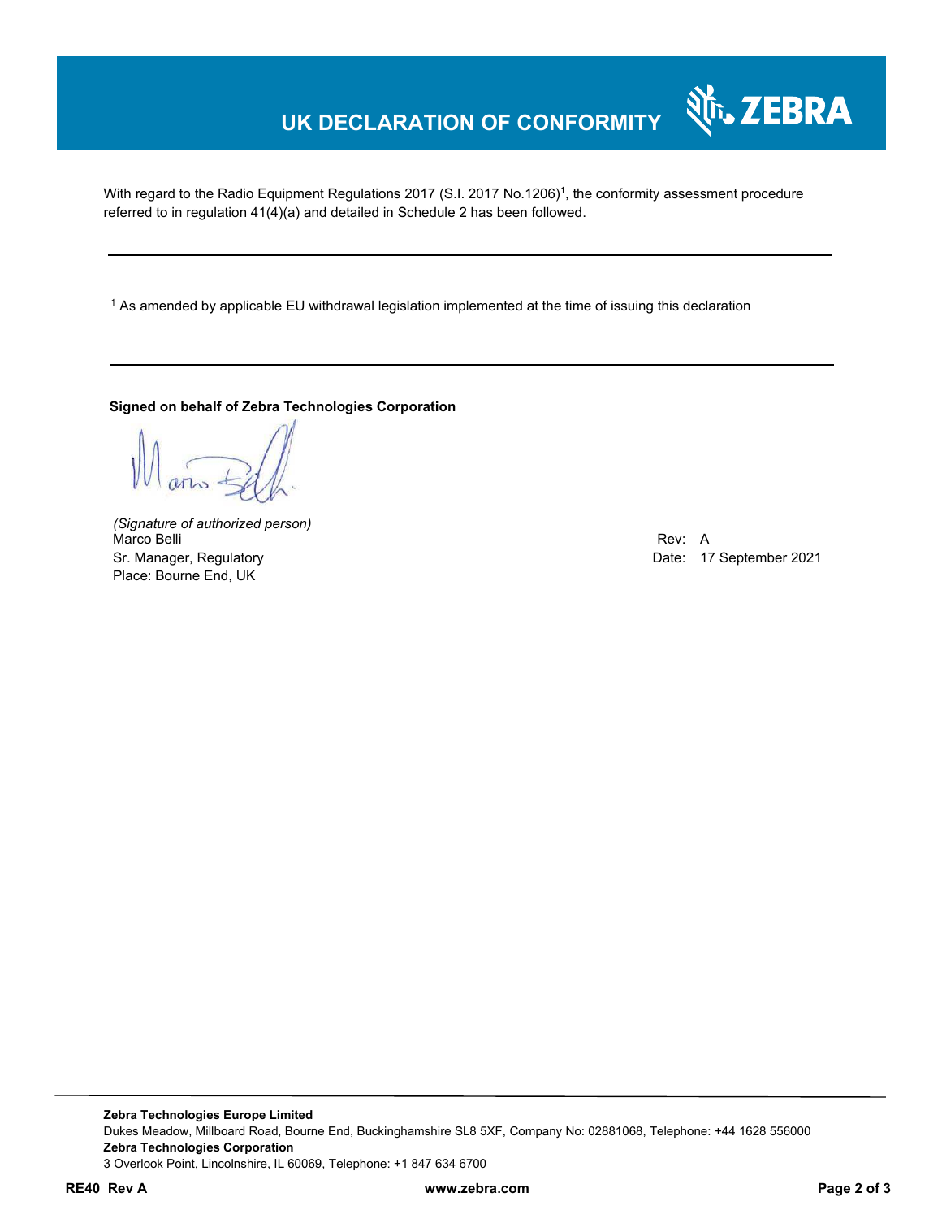# UK DECLARATION OF CONFORMITY

With regard to the Radio Equipment Regulations 2017 (S.I. 2017 No.1206)[1], the conformity assessment procedure referred to in regulation 41(4)(a) and detailed in Schedule 2 has been followed.

---

[1] As amended by applicable EU withdrawal legislation implemented at the time of issuing this declaration

---

**Signed on behalf of Zebra Technologies Corporation**

*(Signature of authorized person)*
Marco Belli
Sr. Manager, Regulatory
Place: Bourne End, UK

Rev: A
Date: 17 September 2021

---

**Zebra Technologies Europe Limited**
Dukes Meadow, Millboard Road, Bourne End, Buckinghamshire SL8 5XF, Company No: 02881068, Telephone: +44 1628 556000
**Zebra Technologies Corporation**
3 Overlook Point, Lincolnshire, IL 60069, Telephone: +1 847 634 6700

**RE40 Rev A** **www.zebra.com**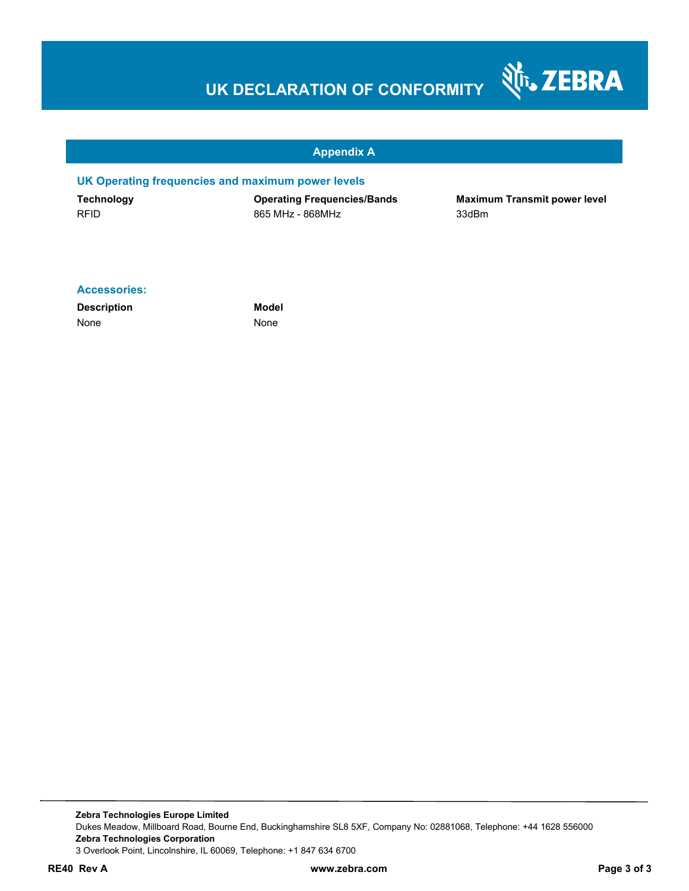# UK DECLARATION OF CONFORMITY

## Appendix A

### UK Operating frequencies and maximum power levels

| Technology | Operating Frequencies/Bands | Maximum Transmit power level |
| --- | --- | --- |
| RFID | 865 MHz - 868MHz | 33dBm |

### Accessories:

| Description | Model |
| --- | --- |
| None | None |

**Zebra Technologies Europe Limited**
Dukes Meadow, Millboard Road, Bourne End, Buckinghamshire SL8 5XF, Company No: 02881068, Telephone: +44 1628 556000
**Zebra Technologies Corporation**
3 Overlook Point, Lincolnshire, IL 60069, Telephone: +1 847 634 6700

**RE40 Rev A** **www.zebra.com**